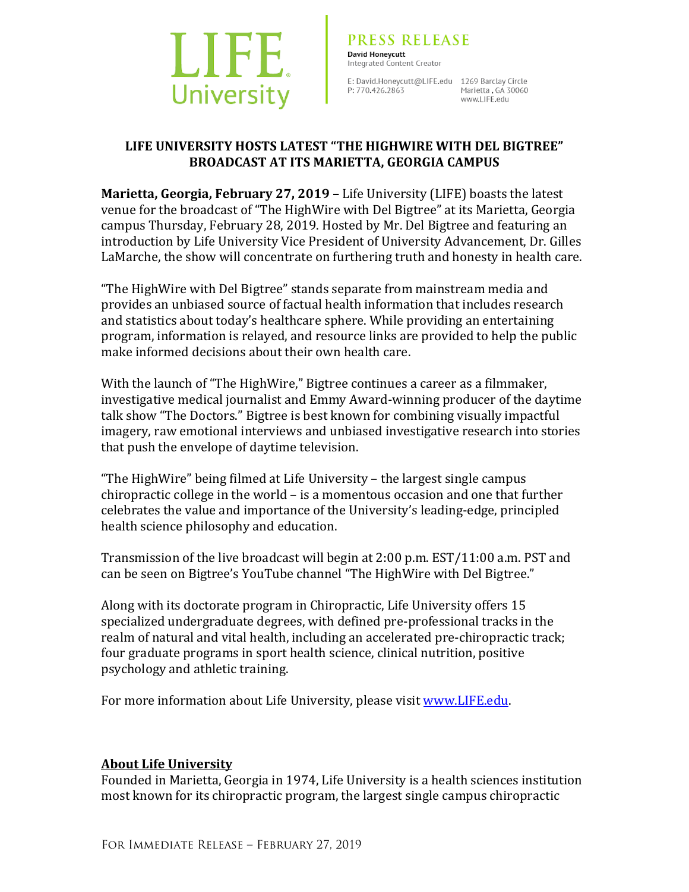LIFE University

PRESS RELEASE
**David Honeycutt**
Integrated Content Creator

E: David.Honeycutt@LIFE.edu
P: 770.426.2863

1269 Barclay Circle
Marietta , GA 30060
www.LIFE.edu

## LIFE UNIVERSITY HOSTS LATEST "THE HIGHWIRE WITH DEL BIGTREE" BROADCAST AT ITS MARIETTA, GEORGIA CAMPUS

**Marietta, Georgia, February 27, 2019 –** Life University (LIFE) boasts the latest venue for the broadcast of "The HighWire with Del Bigtree" at its Marietta, Georgia campus Thursday, February 28, 2019. Hosted by Mr. Del Bigtree and featuring an introduction by Life University Vice President of University Advancement, Dr. Gilles LaMarche, the show will concentrate on furthering truth and honesty in health care.

"The HighWire with Del Bigtree" stands separate from mainstream media and provides an unbiased source of factual health information that includes research and statistics about today's healthcare sphere. While providing an entertaining program, information is relayed, and resource links are provided to help the public make informed decisions about their own health care.

With the launch of "The HighWire," Bigtree continues a career as a filmmaker, investigative medical journalist and Emmy Award-winning producer of the daytime talk show "The Doctors." Bigtree is best known for combining visually impactful imagery, raw emotional interviews and unbiased investigative research into stories that push the envelope of daytime television.

"The HighWire" being filmed at Life University – the largest single campus chiropractic college in the world – is a momentous occasion and one that further celebrates the value and importance of the University's leading-edge, principled health science philosophy and education.

Transmission of the live broadcast will begin at 2:00 p.m. EST/11:00 a.m. PST and can be seen on Bigtree's YouTube channel "The HighWire with Del Bigtree."

Along with its doctorate program in Chiropractic, Life University offers 15 specialized undergraduate degrees, with defined pre-professional tracks in the realm of natural and vital health, including an accelerated pre-chiropractic track; four graduate programs in sport health science, clinical nutrition, positive psychology and athletic training.

For more information about Life University, please visit [www.LIFE.edu](http://www.LIFE.edu).

### About Life University

Founded in Marietta, Georgia in 1974, Life University is a health sciences institution most known for its chiropractic program, the largest single campus chiropractic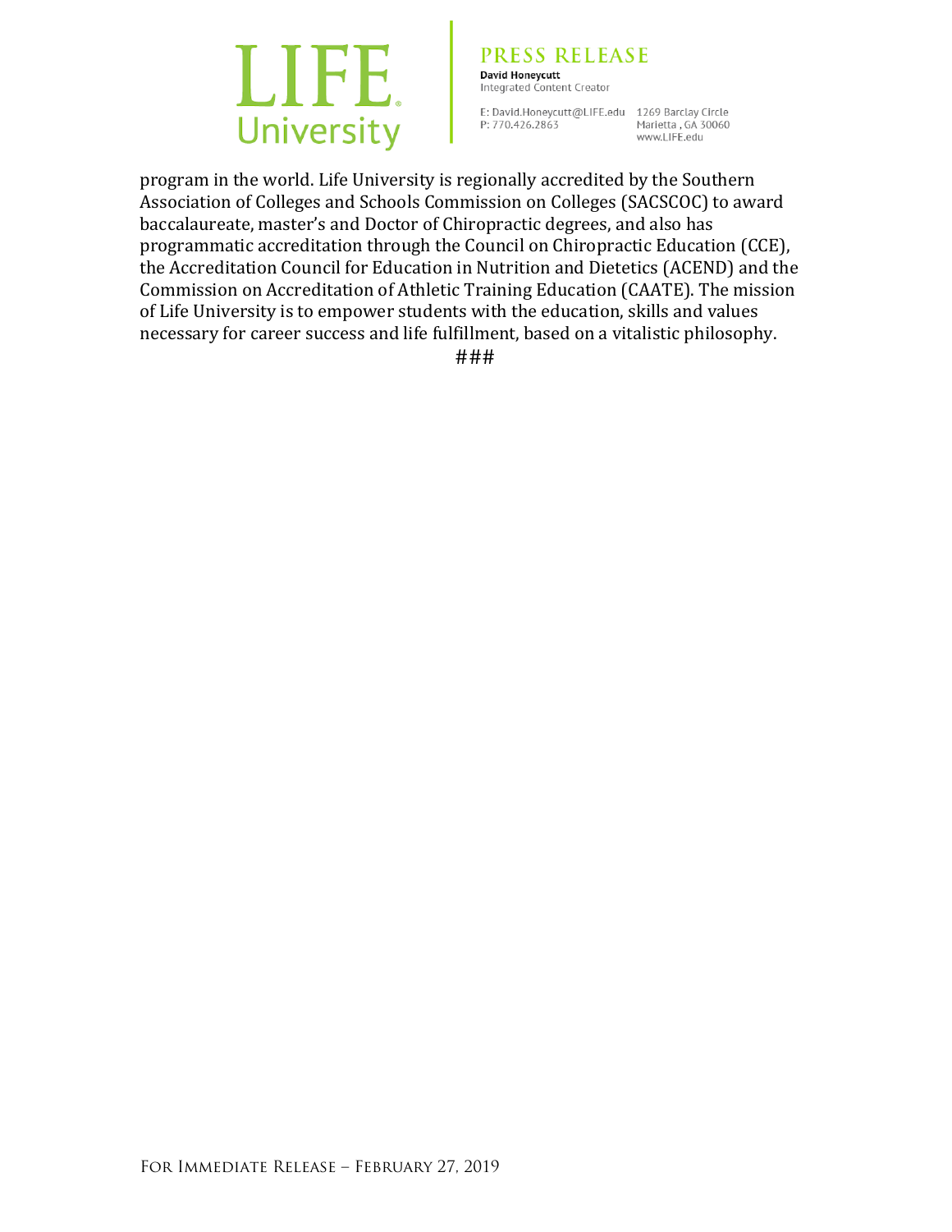program in the world. Life University is regionally accredited by the Southern Association of Colleges and Schools Commission on Colleges (SACSCOC) to award baccalaureate, master's and Doctor of Chiropractic degrees, and also has programmatic accreditation through the Council on Chiropractic Education (CCE), the Accreditation Council for Education in Nutrition and Dietetics (ACEND) and the Commission on Accreditation of Athletic Training Education (CAATE). The mission of Life University is to empower students with the education, skills and values necessary for career success and life fulfillment, based on a vitalistic philosophy.

###